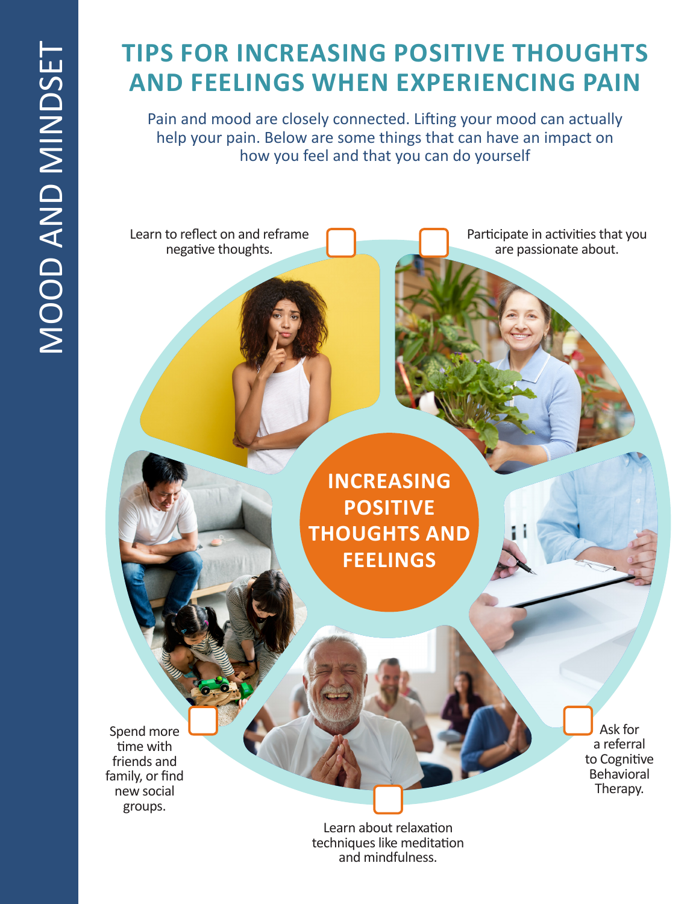MOOD AND MINDSET

# TIPS FOR INCREASING POSITIVE THOUGHTS AND FEELINGS WHEN EXPERIENCING PAIN

Pain and mood are closely connected. Lifting your mood can actually help your pain. Below are some things that can have an impact on how you feel and that you can do yourself

## INCREASING POSITIVE THOUGHTS AND FEELINGS

- Learn to reflect on and reframe negative thoughts.
- Participate in activities that you are passionate about.
- Ask for a referral to Cognitive Behavioral Therapy.
- Learn about relaxation techniques like meditation and mindfulness.
- Spend more time with friends and family, or find new social groups.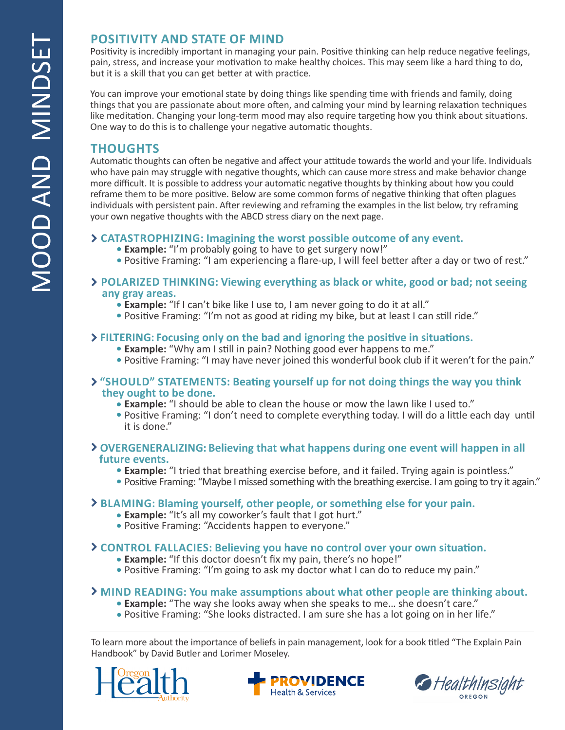# MOOD AND MINDSET

## POSITIVITY AND STATE OF MIND

Positivity is incredibly important in managing your pain. Positive thinking can help reduce negative feelings, pain, stress, and increase your motivation to make healthy choices. This may seem like a hard thing to do, but it is a skill that you can get better at with practice.

You can improve your emotional state by doing things like spending time with friends and family, doing things that you are passionate about more often, and calming your mind by learning relaxation techniques like meditation. Changing your long-term mood may also require targeting how you think about situations. One way to do this is to challenge your negative automatic thoughts.

## THOUGHTS

Automatic thoughts can often be negative and affect your attitude towards the world and your life. Individuals who have pain may struggle with negative thoughts, which can cause more stress and make behavior change more difficult. It is possible to address your automatic negative thoughts by thinking about how you could reframe them to be more positive. Below are some common forms of negative thinking that often plagues individuals with persistent pain. After reviewing and reframing the examples in the list below, try reframing your own negative thoughts with the ABCD stress diary on the next page.

### CATASTROPHIZING: Imagining the worst possible outcome of any event.

- **Example:** "I'm probably going to have to get surgery now!"
- Positive Framing: "I am experiencing a flare-up, I will feel better after a day or two of rest."

### POLARIZED THINKING: Viewing everything as black or white, good or bad; not seeing any gray areas.

- **Example:** "If I can't bike like I use to, I am never going to do it at all."
- Positive Framing: "I'm not as good at riding my bike, but at least I can still ride."

### FILTERING: Focusing only on the bad and ignoring the positive in situations.

- **Example:** "Why am I still in pain? Nothing good ever happens to me."
- Positive Framing: "I may have never joined this wonderful book club if it weren't for the pain."

### "SHOULD" STATEMENTS: Beating yourself up for not doing things the way you think they ought to be done.

- **Example:** "I should be able to clean the house or mow the lawn like I used to."
- Positive Framing: "I don't need to complete everything today. I will do a little each day until it is done."

### OVERGENERALIZING: Believing that what happens during one event will happen in all future events.

- **Example:** "I tried that breathing exercise before, and it failed. Trying again is pointless."
- Positive Framing: "Maybe I missed something with the breathing exercise. I am going to try it again."

### BLAMING: Blaming yourself, other people, or something else for your pain.

- **Example:** "It's all my coworker's fault that I got hurt."
- Positive Framing: "Accidents happen to everyone."

### CONTROL FALLACIES: Believing you have no control over your own situation.

- **Example:** "If this doctor doesn't fix my pain, there's no hope!"
- Positive Framing: "I'm going to ask my doctor what I can do to reduce my pain."

### MIND READING: You make assumptions about what other people are thinking about.

- **Example:** "The way she looks away when she speaks to me… she doesn't care."
- Positive Framing: "She looks distracted. I am sure she has a lot going on in her life."

---

To learn more about the importance of beliefs in pain management, look for a book titled "The Explain Pain Handbook" by David Butler and Lorimer Moseley.

Oregon Health Authority | PROVIDENCE Health & Services | HealthInsight OREGON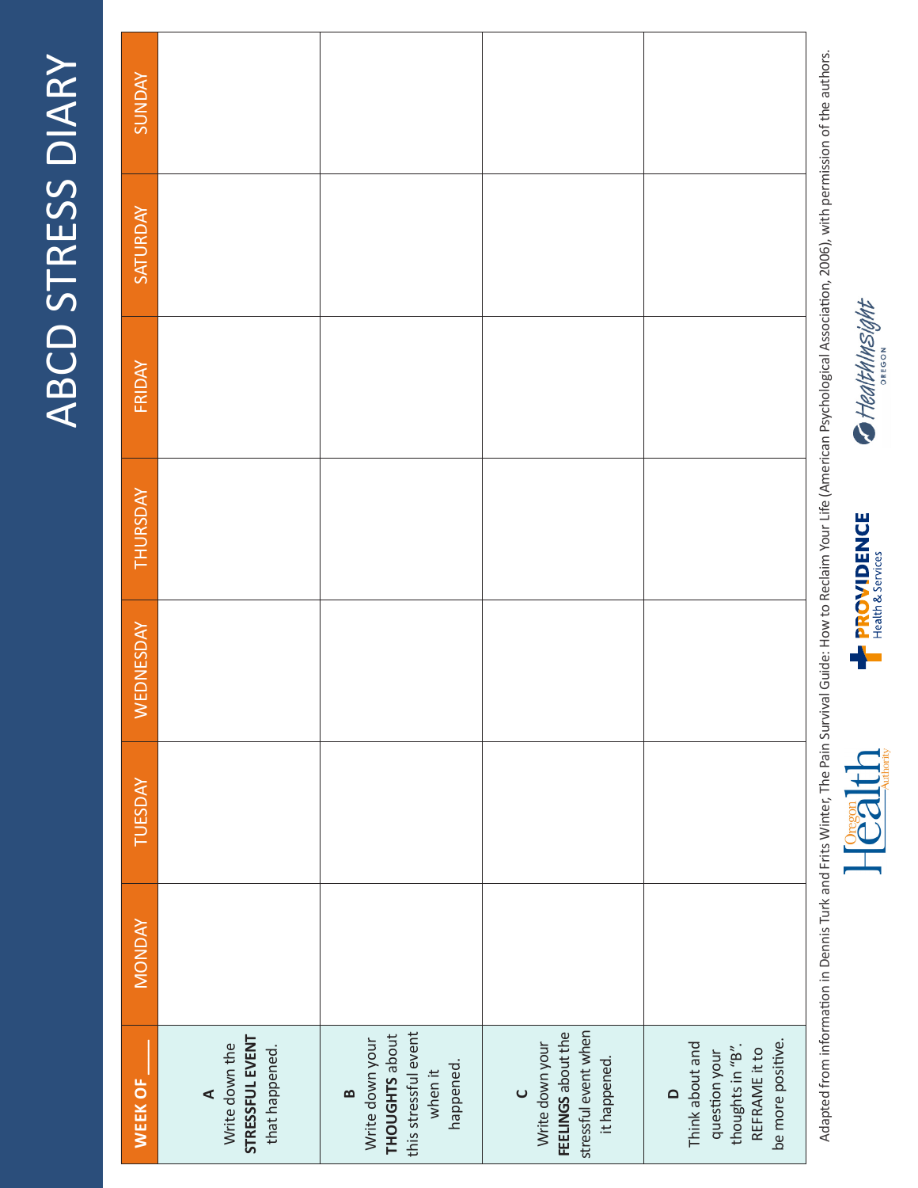# ABCD STRESS DIARY

| WEEK OF ____ | MONDAY | TUESDAY | WEDNESDAY | THURSDAY | FRIDAY | SATURDAY | SUNDAY |
|---|---|---|---|---|---|---|---|
| **A** Write down the **STRESSFUL EVENT** that happened. | | | | | | | |
| **B** Write down your **THOUGHTS** about this stressful event when it happened. | | | | | | | |
| **C** Write down your **FEELINGS** about the stressful event when it happened. | | | | | | | |
| **D** Think about and question your thoughts in "B". REFRAME it to be more positive. | | | | | | | |

Adapted from information in Dennis Turk and Frits Winter, The Pain Survival Guide: How to Reclaim Your Life (American Psychological Association, 2006), with permission of the authors.

Oregon Health Authority — PROVIDENCE Health & Services — HealthInsight OREGON